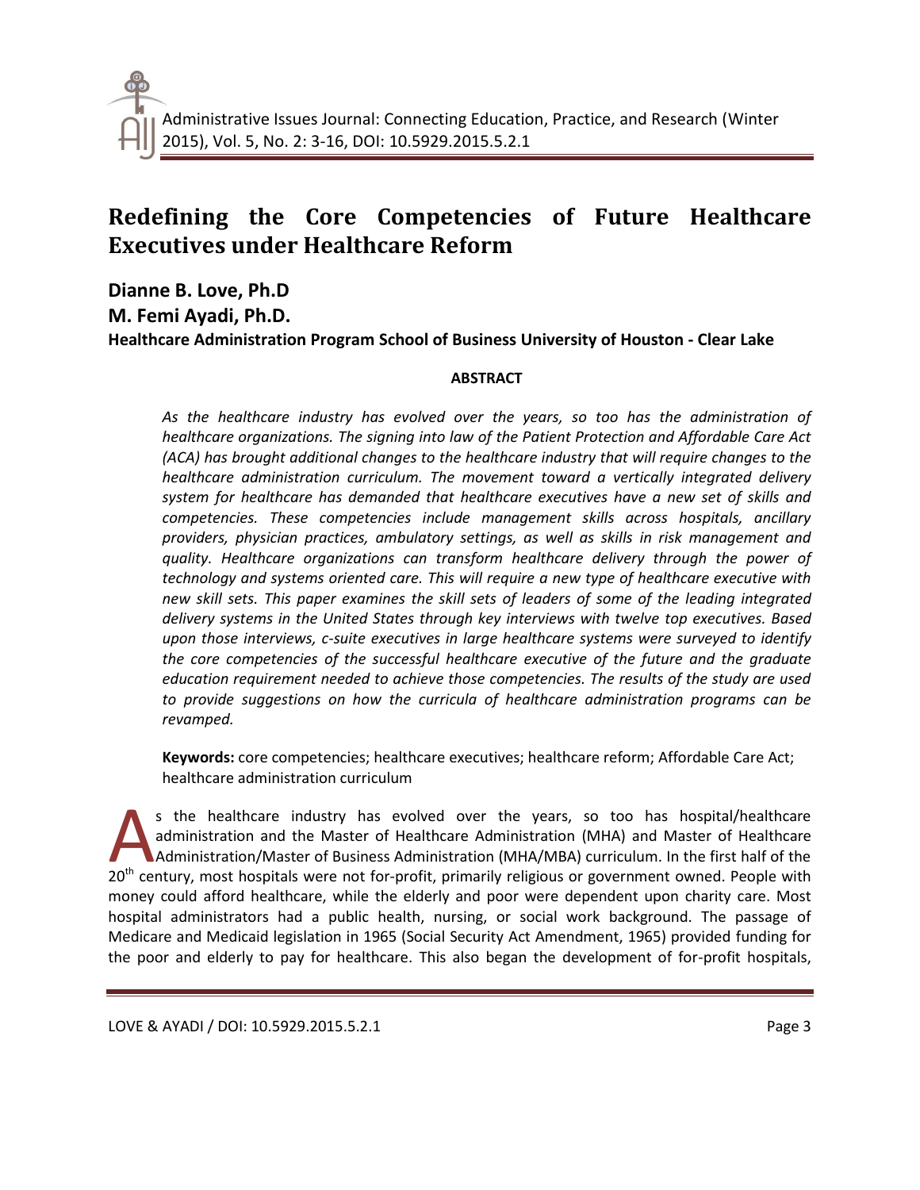# Redefining the Core Competencies of Future Healthcare Executives under Healthcare Reform

**Dianne B. Love, Ph.D**
**M. Femi Ayadi, Ph.D.**
**Healthcare Administration Program School of Business University of Houston - Clear Lake**

## ABSTRACT

*As the healthcare industry has evolved over the years, so too has the administration of healthcare organizations. The signing into law of the Patient Protection and Affordable Care Act (ACA) has brought additional changes to the healthcare industry that will require changes to the healthcare administration curriculum. The movement toward a vertically integrated delivery system for healthcare has demanded that healthcare executives have a new set of skills and competencies. These competencies include management skills across hospitals, ancillary providers, physician practices, ambulatory settings, as well as skills in risk management and quality. Healthcare organizations can transform healthcare delivery through the power of technology and systems oriented care. This will require a new type of healthcare executive with new skill sets. This paper examines the skill sets of leaders of some of the leading integrated delivery systems in the United States through key interviews with twelve top executives. Based upon those interviews, c-suite executives in large healthcare systems were surveyed to identify the core competencies of the successful healthcare executive of the future and the graduate education requirement needed to achieve those competencies. The results of the study are used to provide suggestions on how the curricula of healthcare administration programs can be revamped.*

**Keywords:** core competencies; healthcare executives; healthcare reform; Affordable Care Act; healthcare administration curriculum

As the healthcare industry has evolved over the years, so too has hospital/healthcare administration and the Master of Healthcare Administration (MHA) and Master of Healthcare Administration/Master of Business Administration (MHA/MBA) curriculum. In the first half of the 20th century, most hospitals were not for-profit, primarily religious or government owned. People with money could afford healthcare, while the elderly and poor were dependent upon charity care. Most hospital administrators had a public health, nursing, or social work background. The passage of Medicare and Medicaid legislation in 1965 (Social Security Act Amendment, 1965) provided funding for the poor and elderly to pay for healthcare. This also began the development of for-profit hospitals,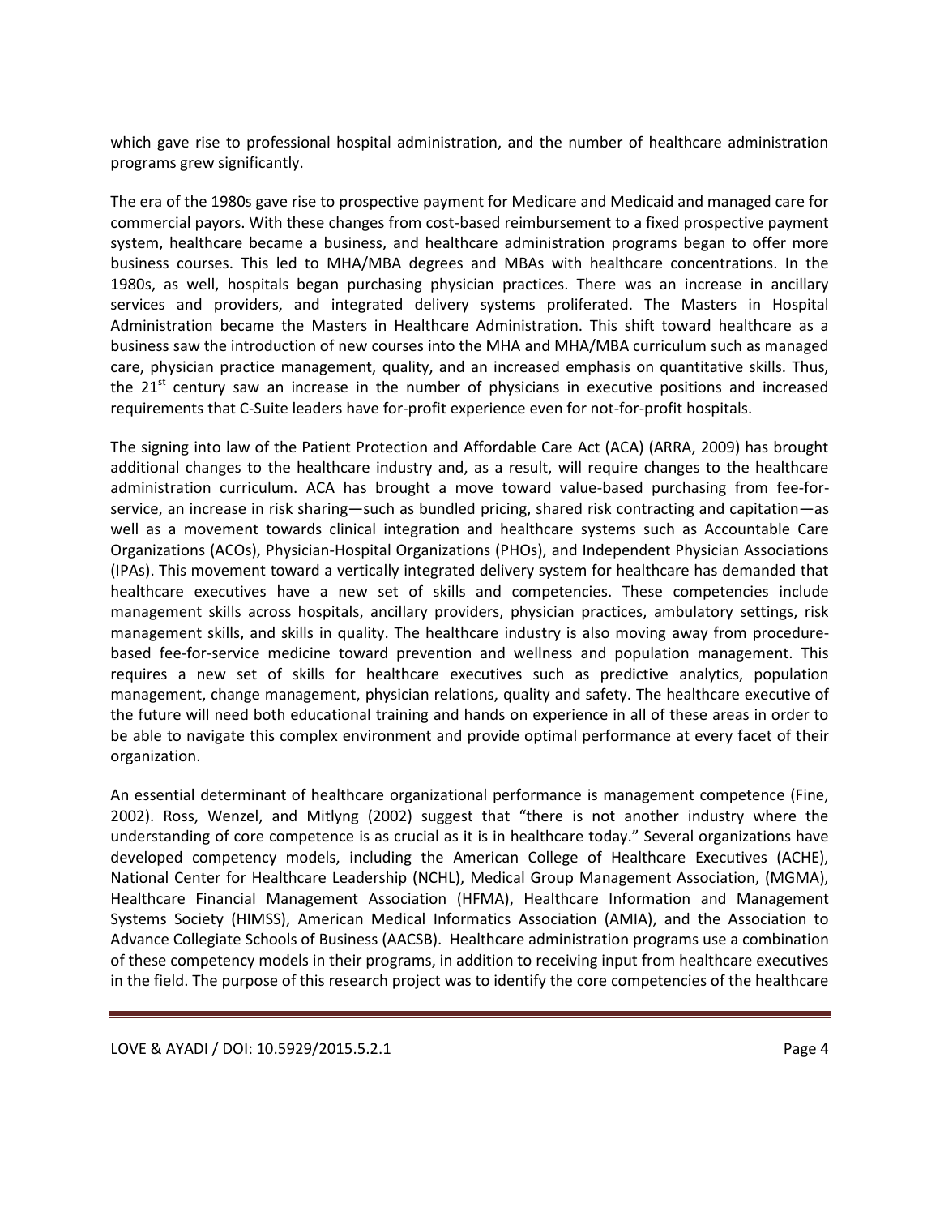which gave rise to professional hospital administration, and the number of healthcare administration programs grew significantly.

The era of the 1980s gave rise to prospective payment for Medicare and Medicaid and managed care for commercial payors. With these changes from cost-based reimbursement to a fixed prospective payment system, healthcare became a business, and healthcare administration programs began to offer more business courses. This led to MHA/MBA degrees and MBAs with healthcare concentrations. In the 1980s, as well, hospitals began purchasing physician practices. There was an increase in ancillary services and providers, and integrated delivery systems proliferated. The Masters in Hospital Administration became the Masters in Healthcare Administration. This shift toward healthcare as a business saw the introduction of new courses into the MHA and MHA/MBA curriculum such as managed care, physician practice management, quality, and an increased emphasis on quantitative skills. Thus, the 21st century saw an increase in the number of physicians in executive positions and increased requirements that C-Suite leaders have for-profit experience even for not-for-profit hospitals.

The signing into law of the Patient Protection and Affordable Care Act (ACA) (ARRA, 2009) has brought additional changes to the healthcare industry and, as a result, will require changes to the healthcare administration curriculum. ACA has brought a move toward value-based purchasing from fee-for-service, an increase in risk sharing—such as bundled pricing, shared risk contracting and capitation—as well as a movement towards clinical integration and healthcare systems such as Accountable Care Organizations (ACOs), Physician-Hospital Organizations (PHOs), and Independent Physician Associations (IPAs). This movement toward a vertically integrated delivery system for healthcare has demanded that healthcare executives have a new set of skills and competencies. These competencies include management skills across hospitals, ancillary providers, physician practices, ambulatory settings, risk management skills, and skills in quality. The healthcare industry is also moving away from procedure-based fee-for-service medicine toward prevention and wellness and population management. This requires a new set of skills for healthcare executives such as predictive analytics, population management, change management, physician relations, quality and safety. The healthcare executive of the future will need both educational training and hands on experience in all of these areas in order to be able to navigate this complex environment and provide optimal performance at every facet of their organization.

An essential determinant of healthcare organizational performance is management competence (Fine, 2002). Ross, Wenzel, and Mitlyng (2002) suggest that "there is not another industry where the understanding of core competence is as crucial as it is in healthcare today." Several organizations have developed competency models, including the American College of Healthcare Executives (ACHE), National Center for Healthcare Leadership (NCHL), Medical Group Management Association, (MGMA), Healthcare Financial Management Association (HFMA), Healthcare Information and Management Systems Society (HIMSS), American Medical Informatics Association (AMIA), and the Association to Advance Collegiate Schools of Business (AACSB). Healthcare administration programs use a combination of these competency models in their programs, in addition to receiving input from healthcare executives in the field. The purpose of this research project was to identify the core competencies of the healthcare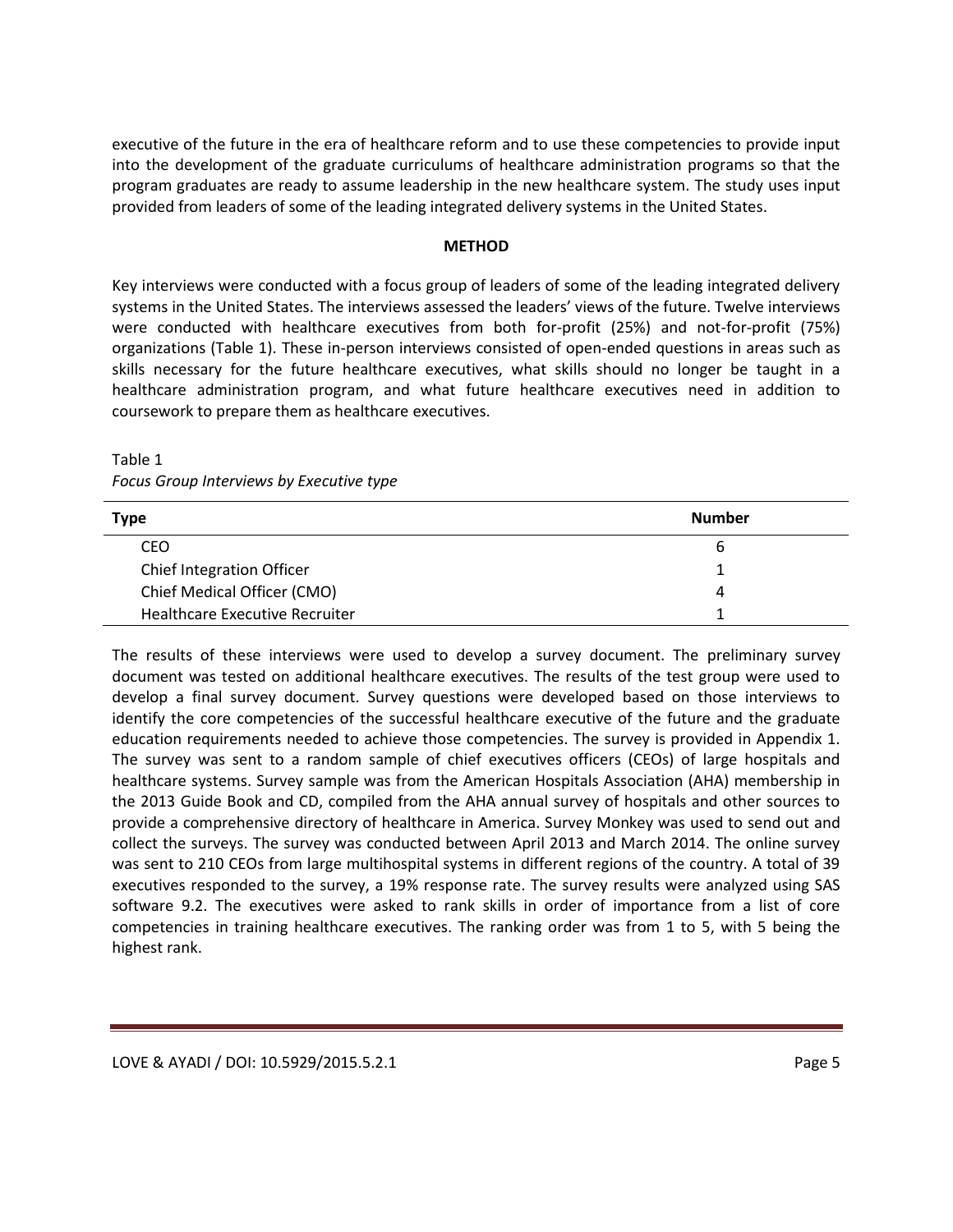executive of the future in the era of healthcare reform and to use these competencies to provide input into the development of the graduate curriculums of healthcare administration programs so that the program graduates are ready to assume leadership in the new healthcare system. The study uses input provided from leaders of some of the leading integrated delivery systems in the United States.

## METHOD

Key interviews were conducted with a focus group of leaders of some of the leading integrated delivery systems in the United States. The interviews assessed the leaders' views of the future. Twelve interviews were conducted with healthcare executives from both for-profit (25%) and not-for-profit (75%) organizations (Table 1). These in-person interviews consisted of open-ended questions in areas such as skills necessary for the future healthcare executives, what skills should no longer be taught in a healthcare administration program, and what future healthcare executives need in addition to coursework to prepare them as healthcare executives.

Table 1
*Focus Group Interviews by Executive type*

| Type | Number |
|---|---|
| CEO | 6 |
| Chief Integration Officer | 1 |
| Chief Medical Officer (CMO) | 4 |
| Healthcare Executive Recruiter | 1 |

The results of these interviews were used to develop a survey document. The preliminary survey document was tested on additional healthcare executives. The results of the test group were used to develop a final survey document. Survey questions were developed based on those interviews to identify the core competencies of the successful healthcare executive of the future and the graduate education requirements needed to achieve those competencies. The survey is provided in Appendix 1. The survey was sent to a random sample of chief executives officers (CEOs) of large hospitals and healthcare systems. Survey sample was from the American Hospitals Association (AHA) membership in the 2013 Guide Book and CD, compiled from the AHA annual survey of hospitals and other sources to provide a comprehensive directory of healthcare in America. Survey Monkey was used to send out and collect the surveys. The survey was conducted between April 2013 and March 2014. The online survey was sent to 210 CEOs from large multihospital systems in different regions of the country. A total of 39 executives responded to the survey, a 19% response rate. The survey results were analyzed using SAS software 9.2. The executives were asked to rank skills in order of importance from a list of core competencies in training healthcare executives. The ranking order was from 1 to 5, with 5 being the highest rank.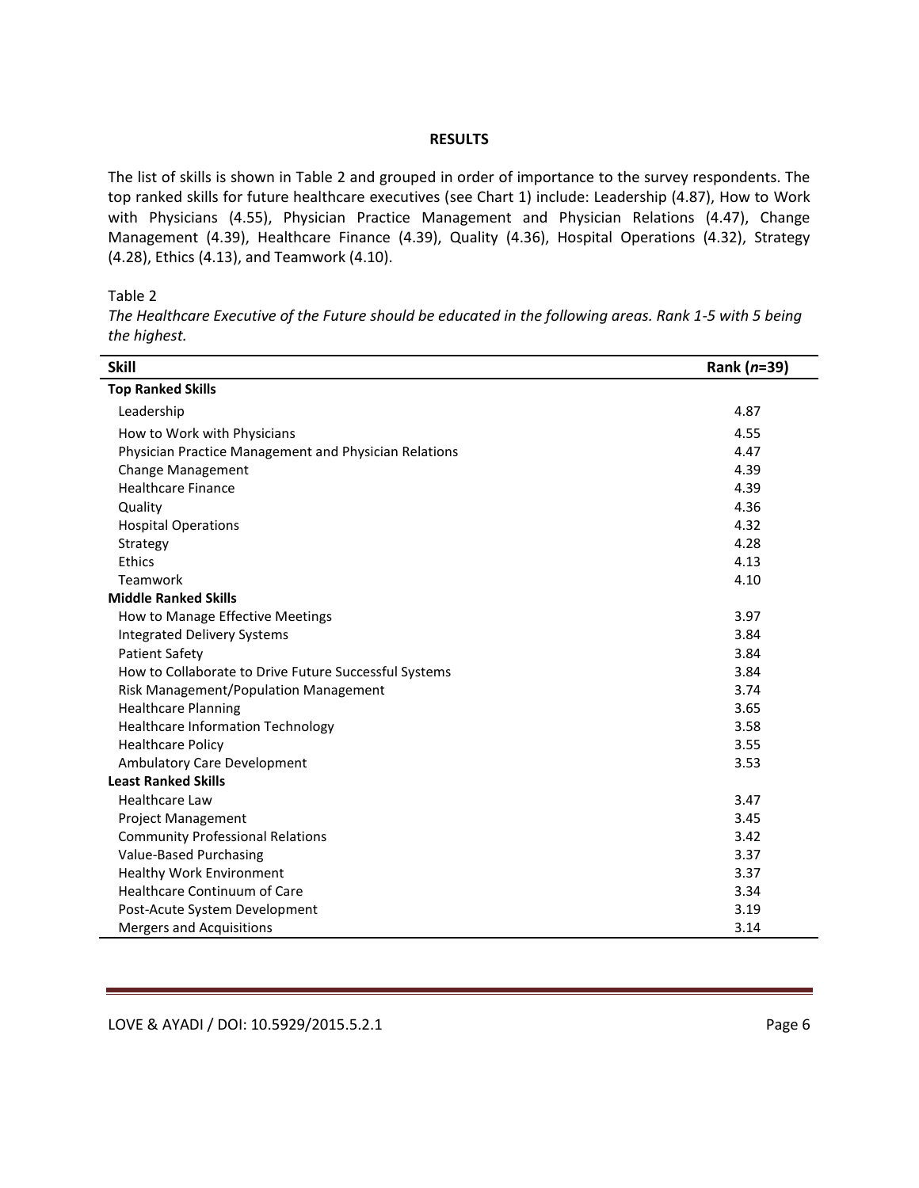## RESULTS

The list of skills is shown in Table 2 and grouped in order of importance to the survey respondents. The top ranked skills for future healthcare executives (see Chart 1) include: Leadership (4.87), How to Work with Physicians (4.55), Physician Practice Management and Physician Relations (4.47), Change Management (4.39), Healthcare Finance (4.39), Quality (4.36), Hospital Operations (4.32), Strategy (4.28), Ethics (4.13), and Teamwork (4.10).

Table 2

*The Healthcare Executive of the Future should be educated in the following areas. Rank 1-5 with 5 being the highest.*

| Skill | Rank (*n*=39) |
|---|---|
| **Top Ranked Skills** | |
| Leadership | 4.87 |
| How to Work with Physicians | 4.55 |
| Physician Practice Management and Physician Relations | 4.47 |
| Change Management | 4.39 |
| Healthcare Finance | 4.39 |
| Quality | 4.36 |
| Hospital Operations | 4.32 |
| Strategy | 4.28 |
| Ethics | 4.13 |
| Teamwork | 4.10 |
| **Middle Ranked Skills** | |
| How to Manage Effective Meetings | 3.97 |
| Integrated Delivery Systems | 3.84 |
| Patient Safety | 3.84 |
| How to Collaborate to Drive Future Successful Systems | 3.84 |
| Risk Management/Population Management | 3.74 |
| Healthcare Planning | 3.65 |
| Healthcare Information Technology | 3.58 |
| Healthcare Policy | 3.55 |
| Ambulatory Care Development | 3.53 |
| **Least Ranked Skills** | |
| Healthcare Law | 3.47 |
| Project Management | 3.45 |
| Community Professional Relations | 3.42 |
| Value-Based Purchasing | 3.37 |
| Healthy Work Environment | 3.37 |
| Healthcare Continuum of Care | 3.34 |
| Post-Acute System Development | 3.19 |
| Mergers and Acquisitions | 3.14 |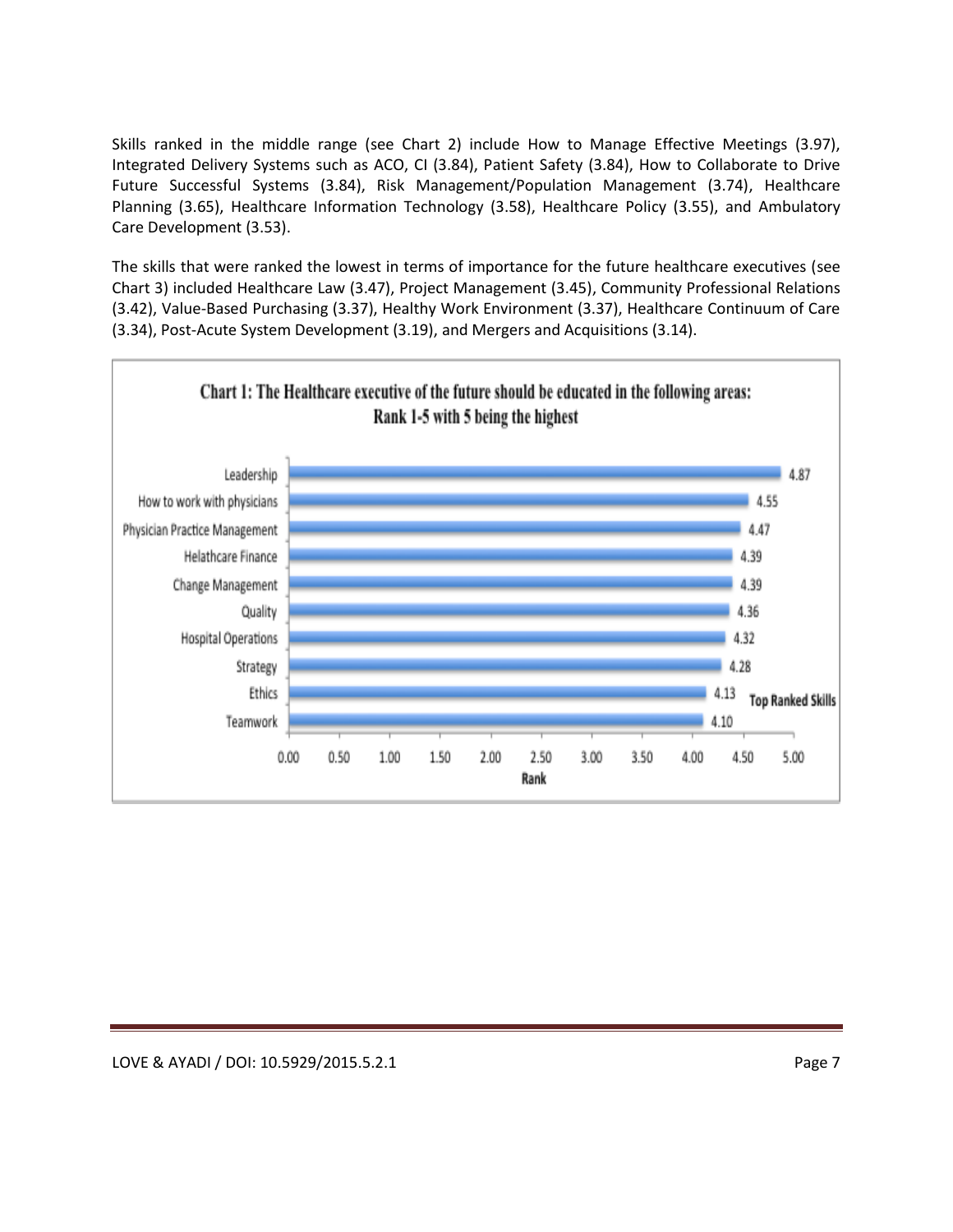Skills ranked in the middle range (see Chart 2) include How to Manage Effective Meetings (3.97), Integrated Delivery Systems such as ACO, CI (3.84), Patient Safety (3.84), How to Collaborate to Drive Future Successful Systems (3.84), Risk Management/Population Management (3.74), Healthcare Planning (3.65), Healthcare Information Technology (3.58), Healthcare Policy (3.55), and Ambulatory Care Development (3.53).

The skills that were ranked the lowest in terms of importance for the future healthcare executives (see Chart 3) included Healthcare Law (3.47), Project Management (3.45), Community Professional Relations (3.42), Value-Based Purchasing (3.37), Healthy Work Environment (3.37), Healthcare Continuum of Care (3.34), Post-Acute System Development (3.19), and Mergers and Acquisitions (3.14).

**Chart 1: The Healthcare executive of the future should be educated in the following areas: Rank 1-5 with 5 being the highest**

| Skill | Rank |
|---|---|
| Leadership | 4.87 |
| How to work with physicians | 4.55 |
| Physician Practice Management | 4.47 |
| Helathcare Finance | 4.39 |
| Change Management | 4.39 |
| Quality | 4.36 |
| Hospital Operations | 4.32 |
| Strategy | 4.28 |
| Ethics | 4.13 |
| Teamwork | 4.10 |

Top Ranked Skills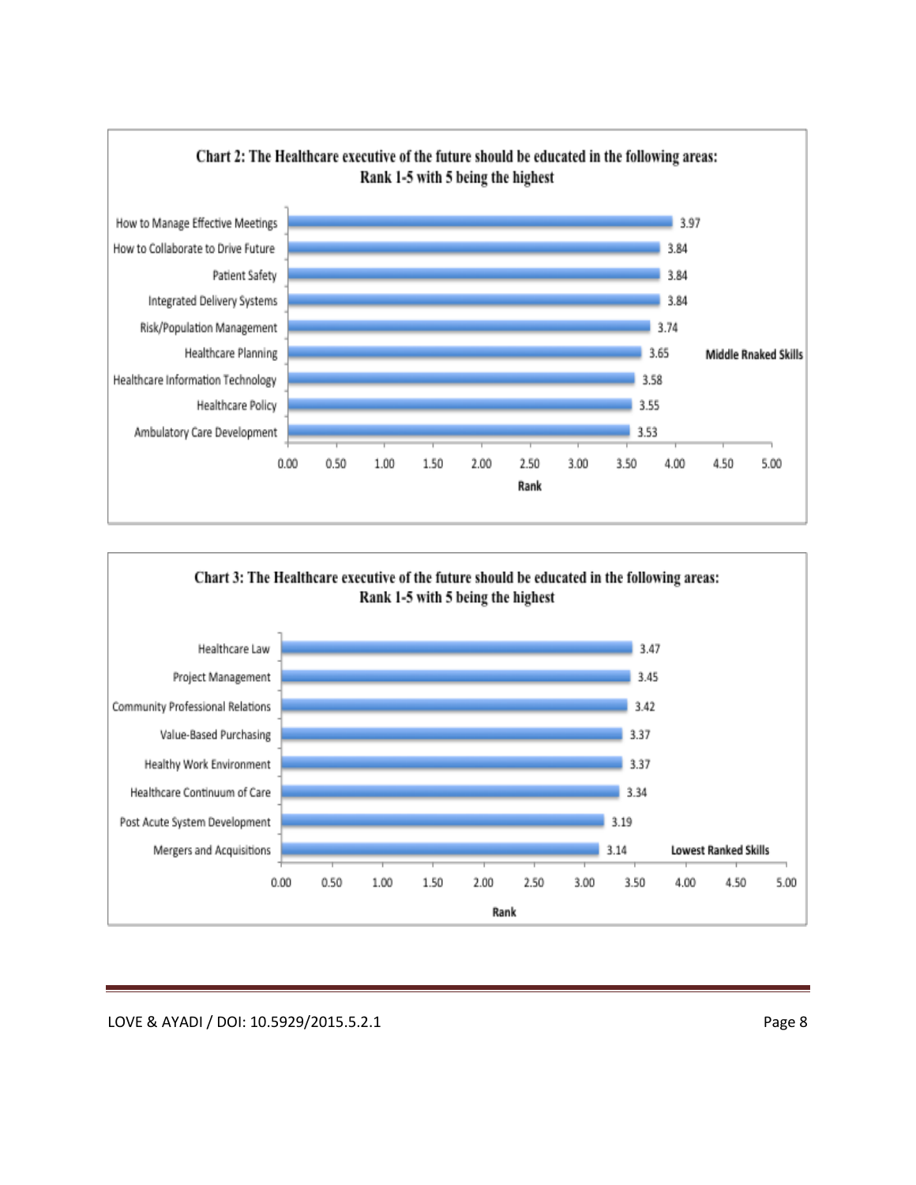**Chart 2: The Healthcare executive of the future should be educated in the following areas: Rank 1-5 with 5 being the highest**

| Area | Rank |
|---|---|
| How to Manage Effective Meetings | 3.97 |
| How to Collaborate to Drive Future | 3.84 |
| Patient Safety | 3.84 |
| Integrated Delivery Systems | 3.84 |
| Risk/Population Management | 3.74 |
| Healthcare Planning | 3.65 |
| Healthcare Information Technology | 3.58 |
| Healthcare Policy | 3.55 |
| Ambulatory Care Development | 3.53 |

Middle Rnaked Skills

**Chart 3: The Healthcare executive of the future should be educated in the following areas: Rank 1-5 with 5 being the highest**

| Area | Rank |
|---|---|
| Healthcare Law | 3.47 |
| Project Management | 3.45 |
| Community Professional Relations | 3.42 |
| Value-Based Purchasing | 3.37 |
| Healthy Work Environment | 3.37 |
| Healthcare Continuum of Care | 3.34 |
| Post Acute System Development | 3.19 |
| Mergers and Acquisitions | 3.14 |

Lowest Ranked Skills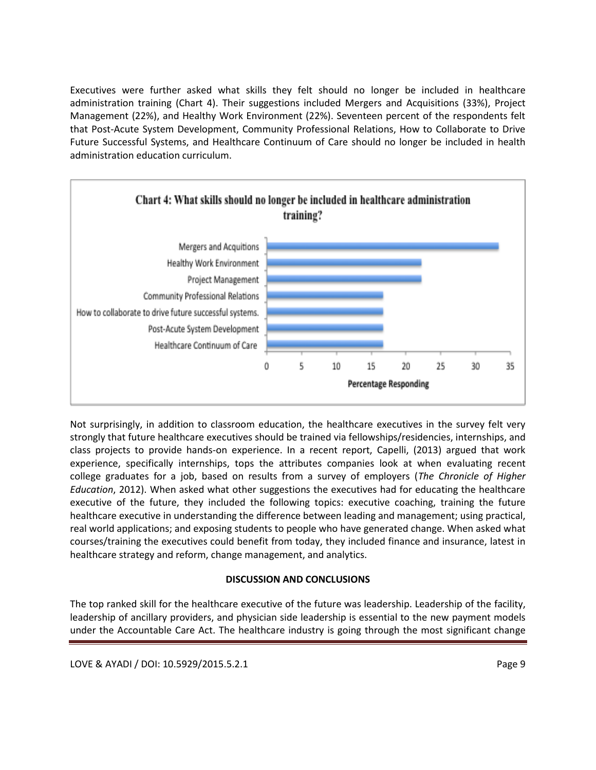Executives were further asked what skills they felt should no longer be included in healthcare administration training (Chart 4). Their suggestions included Mergers and Acquisitions (33%), Project Management (22%), and Healthy Work Environment (22%). Seventeen percent of the respondents felt that Post-Acute System Development, Community Professional Relations, How to Collaborate to Drive Future Successful Systems, and Healthcare Continuum of Care should no longer be included in health administration education curriculum.

**Chart 4: What skills should no longer be included in healthcare administration training?**

| Skill | Percentage Responding |
|---|---|
| Mergers and Acquitions | 33 |
| Healthy Work Environment | 22 |
| Project Management | 22 |
| Community Professional Relations | 17 |
| How to collaborate to drive future successful systems. | 17 |
| Post-Acute System Development | 17 |
| Healthcare Continuum of Care | 17 |

Not surprisingly, in addition to classroom education, the healthcare executives in the survey felt very strongly that future healthcare executives should be trained via fellowships/residencies, internships, and class projects to provide hands-on experience. In a recent report, Capelli, (2013) argued that work experience, specifically internships, tops the attributes companies look at when evaluating recent college graduates for a job, based on results from a survey of employers (*The Chronicle of Higher Education*, 2012). When asked what other suggestions the executives had for educating the healthcare executive of the future, they included the following topics: executive coaching, training the future healthcare executive in understanding the difference between leading and management; using practical, real world applications; and exposing students to people who have generated change. When asked what courses/training the executives could benefit from today, they included finance and insurance, latest in healthcare strategy and reform, change management, and analytics.

## DISCUSSION AND CONCLUSIONS

The top ranked skill for the healthcare executive of the future was leadership. Leadership of the facility, leadership of ancillary providers, and physician side leadership is essential to the new payment models under the Accountable Care Act. The healthcare industry is going through the most significant change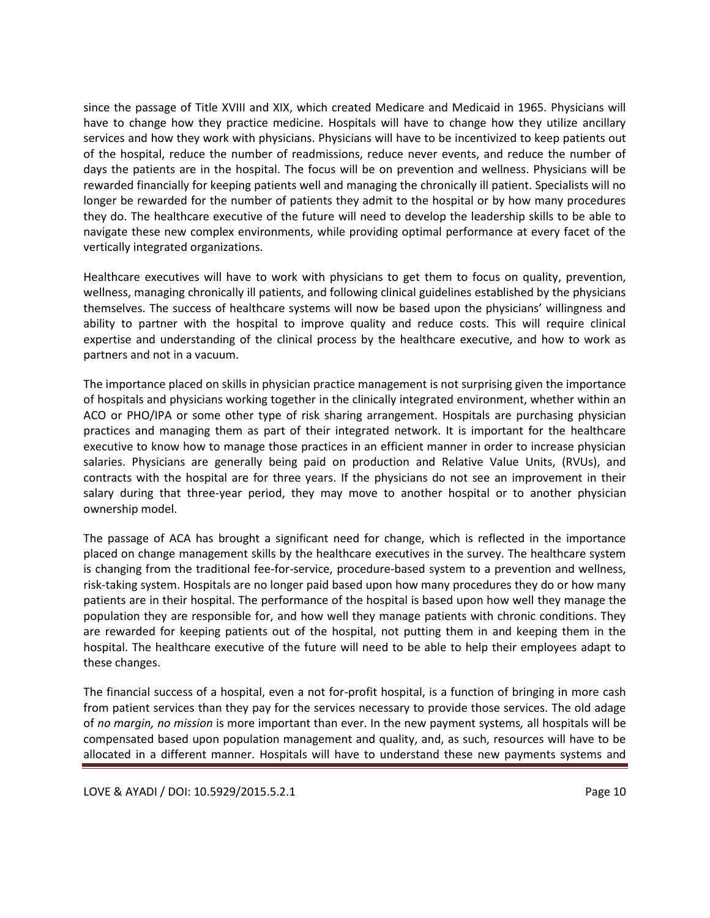since the passage of Title XVIII and XIX, which created Medicare and Medicaid in 1965. Physicians will have to change how they practice medicine. Hospitals will have to change how they utilize ancillary services and how they work with physicians. Physicians will have to be incentivized to keep patients out of the hospital, reduce the number of readmissions, reduce never events, and reduce the number of days the patients are in the hospital. The focus will be on prevention and wellness. Physicians will be rewarded financially for keeping patients well and managing the chronically ill patient. Specialists will no longer be rewarded for the number of patients they admit to the hospital or by how many procedures they do. The healthcare executive of the future will need to develop the leadership skills to be able to navigate these new complex environments, while providing optimal performance at every facet of the vertically integrated organizations.

Healthcare executives will have to work with physicians to get them to focus on quality, prevention, wellness, managing chronically ill patients, and following clinical guidelines established by the physicians themselves. The success of healthcare systems will now be based upon the physicians' willingness and ability to partner with the hospital to improve quality and reduce costs. This will require clinical expertise and understanding of the clinical process by the healthcare executive, and how to work as partners and not in a vacuum.

The importance placed on skills in physician practice management is not surprising given the importance of hospitals and physicians working together in the clinically integrated environment, whether within an ACO or PHO/IPA or some other type of risk sharing arrangement. Hospitals are purchasing physician practices and managing them as part of their integrated network. It is important for the healthcare executive to know how to manage those practices in an efficient manner in order to increase physician salaries. Physicians are generally being paid on production and Relative Value Units, (RVUs), and contracts with the hospital are for three years. If the physicians do not see an improvement in their salary during that three-year period, they may move to another hospital or to another physician ownership model.

The passage of ACA has brought a significant need for change, which is reflected in the importance placed on change management skills by the healthcare executives in the survey. The healthcare system is changing from the traditional fee-for-service, procedure-based system to a prevention and wellness, risk-taking system. Hospitals are no longer paid based upon how many procedures they do or how many patients are in their hospital. The performance of the hospital is based upon how well they manage the population they are responsible for, and how well they manage patients with chronic conditions. They are rewarded for keeping patients out of the hospital, not putting them in and keeping them in the hospital. The healthcare executive of the future will need to be able to help their employees adapt to these changes.

The financial success of a hospital, even a not for-profit hospital, is a function of bringing in more cash from patient services than they pay for the services necessary to provide those services. The old adage of *no margin, no mission* is more important than ever. In the new payment systems*,* all hospitals will be compensated based upon population management and quality, and, as such, resources will have to be allocated in a different manner. Hospitals will have to understand these new payments systems and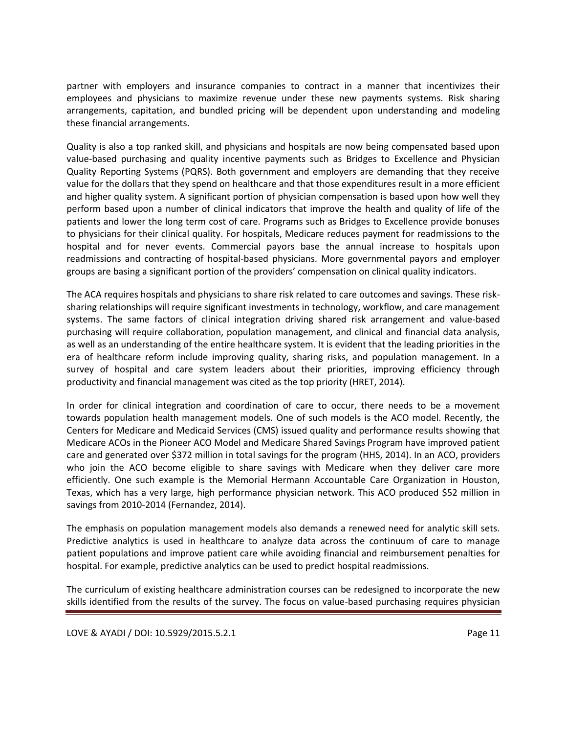partner with employers and insurance companies to contract in a manner that incentivizes their employees and physicians to maximize revenue under these new payments systems. Risk sharing arrangements, capitation, and bundled pricing will be dependent upon understanding and modeling these financial arrangements.

Quality is also a top ranked skill, and physicians and hospitals are now being compensated based upon value-based purchasing and quality incentive payments such as Bridges to Excellence and Physician Quality Reporting Systems (PQRS). Both government and employers are demanding that they receive value for the dollars that they spend on healthcare and that those expenditures result in a more efficient and higher quality system. A significant portion of physician compensation is based upon how well they perform based upon a number of clinical indicators that improve the health and quality of life of the patients and lower the long term cost of care. Programs such as Bridges to Excellence provide bonuses to physicians for their clinical quality. For hospitals, Medicare reduces payment for readmissions to the hospital and for never events. Commercial payors base the annual increase to hospitals upon readmissions and contracting of hospital-based physicians. More governmental payors and employer groups are basing a significant portion of the providers' compensation on clinical quality indicators.

The ACA requires hospitals and physicians to share risk related to care outcomes and savings. These risk-sharing relationships will require significant investments in technology, workflow, and care management systems. The same factors of clinical integration driving shared risk arrangement and value-based purchasing will require collaboration, population management, and clinical and financial data analysis, as well as an understanding of the entire healthcare system. It is evident that the leading priorities in the era of healthcare reform include improving quality, sharing risks, and population management. In a survey of hospital and care system leaders about their priorities, improving efficiency through productivity and financial management was cited as the top priority (HRET, 2014).

In order for clinical integration and coordination of care to occur, there needs to be a movement towards population health management models. One of such models is the ACO model. Recently, the Centers for Medicare and Medicaid Services (CMS) issued quality and performance results showing that Medicare ACOs in the Pioneer ACO Model and Medicare Shared Savings Program have improved patient care and generated over $372 million in total savings for the program (HHS, 2014). In an ACO, providers who join the ACO become eligible to share savings with Medicare when they deliver care more efficiently. One such example is the Memorial Hermann Accountable Care Organization in Houston, Texas, which has a very large, high performance physician network. This ACO produced $52 million in savings from 2010-2014 (Fernandez, 2014).

The emphasis on population management models also demands a renewed need for analytic skill sets. Predictive analytics is used in healthcare to analyze data across the continuum of care to manage patient populations and improve patient care while avoiding financial and reimbursement penalties for hospital. For example, predictive analytics can be used to predict hospital readmissions.

The curriculum of existing healthcare administration courses can be redesigned to incorporate the new skills identified from the results of the survey. The focus on value-based purchasing requires physician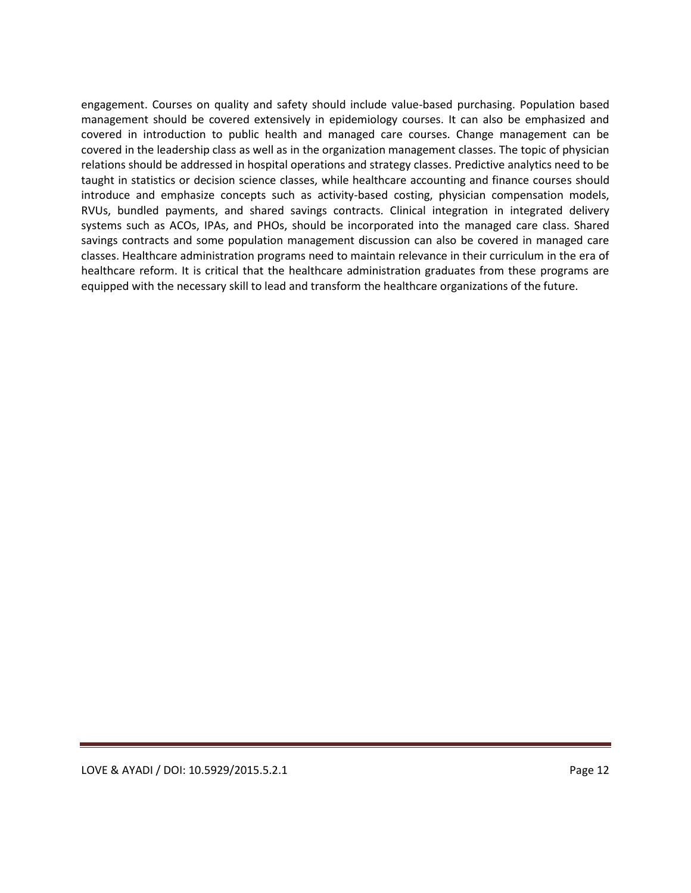engagement. Courses on quality and safety should include value-based purchasing. Population based management should be covered extensively in epidemiology courses. It can also be emphasized and covered in introduction to public health and managed care courses. Change management can be covered in the leadership class as well as in the organization management classes. The topic of physician relations should be addressed in hospital operations and strategy classes. Predictive analytics need to be taught in statistics or decision science classes, while healthcare accounting and finance courses should introduce and emphasize concepts such as activity-based costing, physician compensation models, RVUs, bundled payments, and shared savings contracts. Clinical integration in integrated delivery systems such as ACOs, IPAs, and PHOs, should be incorporated into the managed care class. Shared savings contracts and some population management discussion can also be covered in managed care classes. Healthcare administration programs need to maintain relevance in their curriculum in the era of healthcare reform. It is critical that the healthcare administration graduates from these programs are equipped with the necessary skill to lead and transform the healthcare organizations of the future.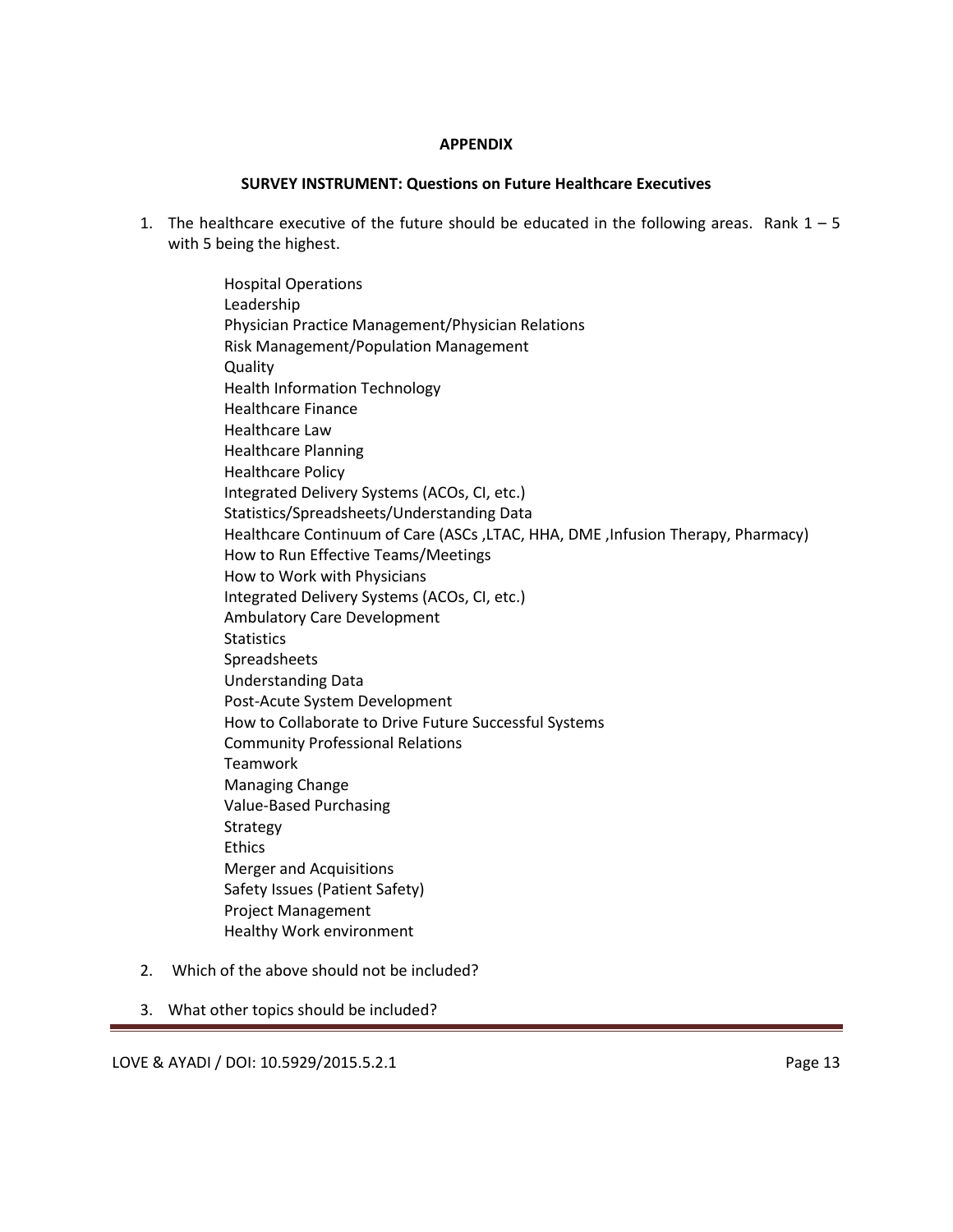## APPENDIX

### SURVEY INSTRUMENT: Questions on Future Healthcare Executives

1. The healthcare executive of the future should be educated in the following areas. Rank 1 – 5 with 5 being the highest.

   Hospital Operations
   Leadership
   Physician Practice Management/Physician Relations
   Risk Management/Population Management
   Quality
   Health Information Technology
   Healthcare Finance
   Healthcare Law
   Healthcare Planning
   Healthcare Policy
   Integrated Delivery Systems (ACOs, CI, etc.)
   Statistics/Spreadsheets/Understanding Data
   Healthcare Continuum of Care (ASCs ,LTAC, HHA, DME ,Infusion Therapy, Pharmacy)
   How to Run Effective Teams/Meetings
   How to Work with Physicians
   Integrated Delivery Systems (ACOs, CI, etc.)
   Ambulatory Care Development
   Statistics
   Spreadsheets
   Understanding Data
   Post-Acute System Development
   How to Collaborate to Drive Future Successful Systems
   Community Professional Relations
   Teamwork
   Managing Change
   Value-Based Purchasing
   Strategy
   Ethics
   Merger and Acquisitions
   Safety Issues (Patient Safety)
   Project Management
   Healthy Work environment

2. Which of the above should not be included?

3. What other topics should be included?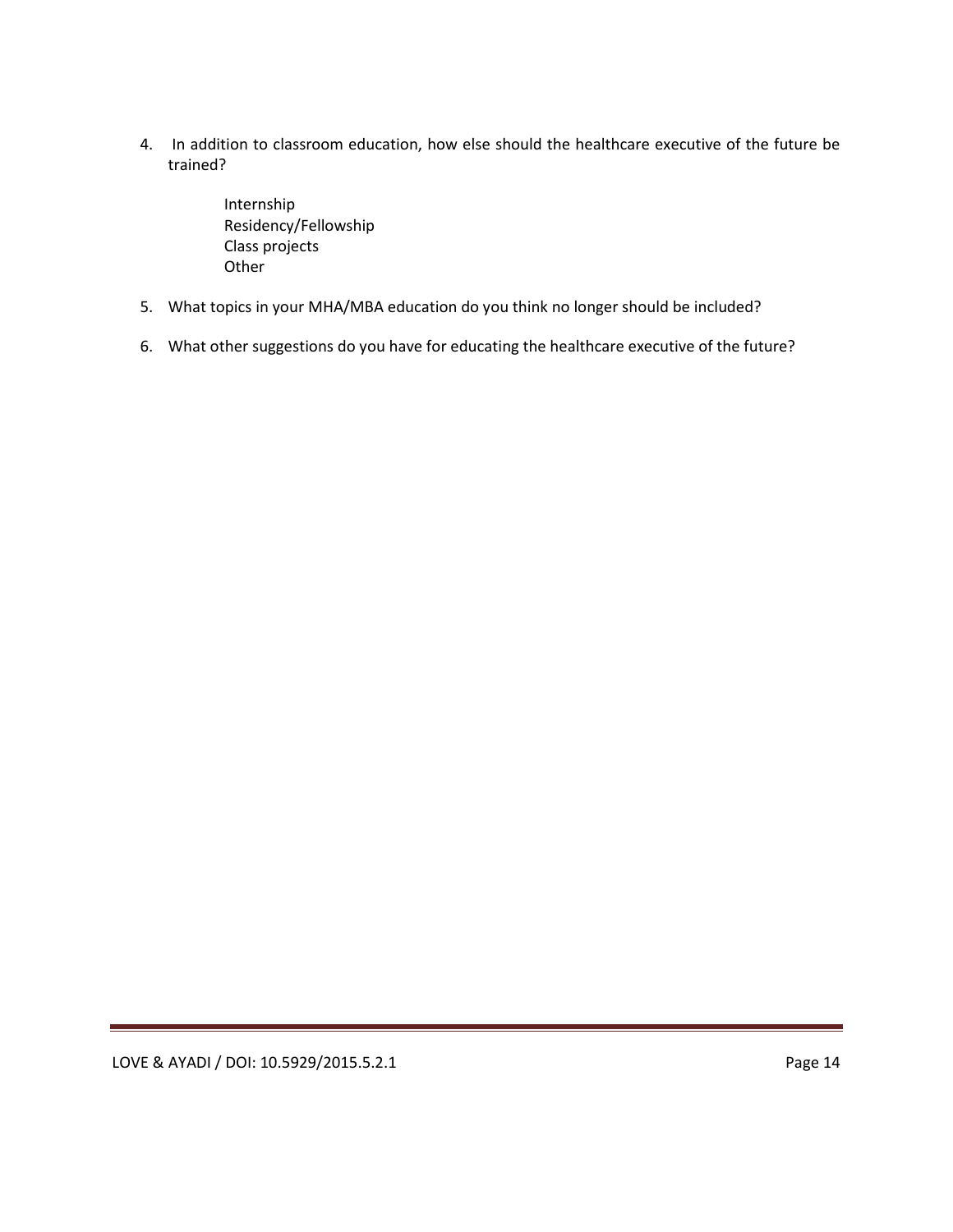4. In addition to classroom education, how else should the healthcare executive of the future be trained?

    Internship
    Residency/Fellowship
    Class projects
    Other

5. What topics in your MHA/MBA education do you think no longer should be included?

6. What other suggestions do you have for educating the healthcare executive of the future?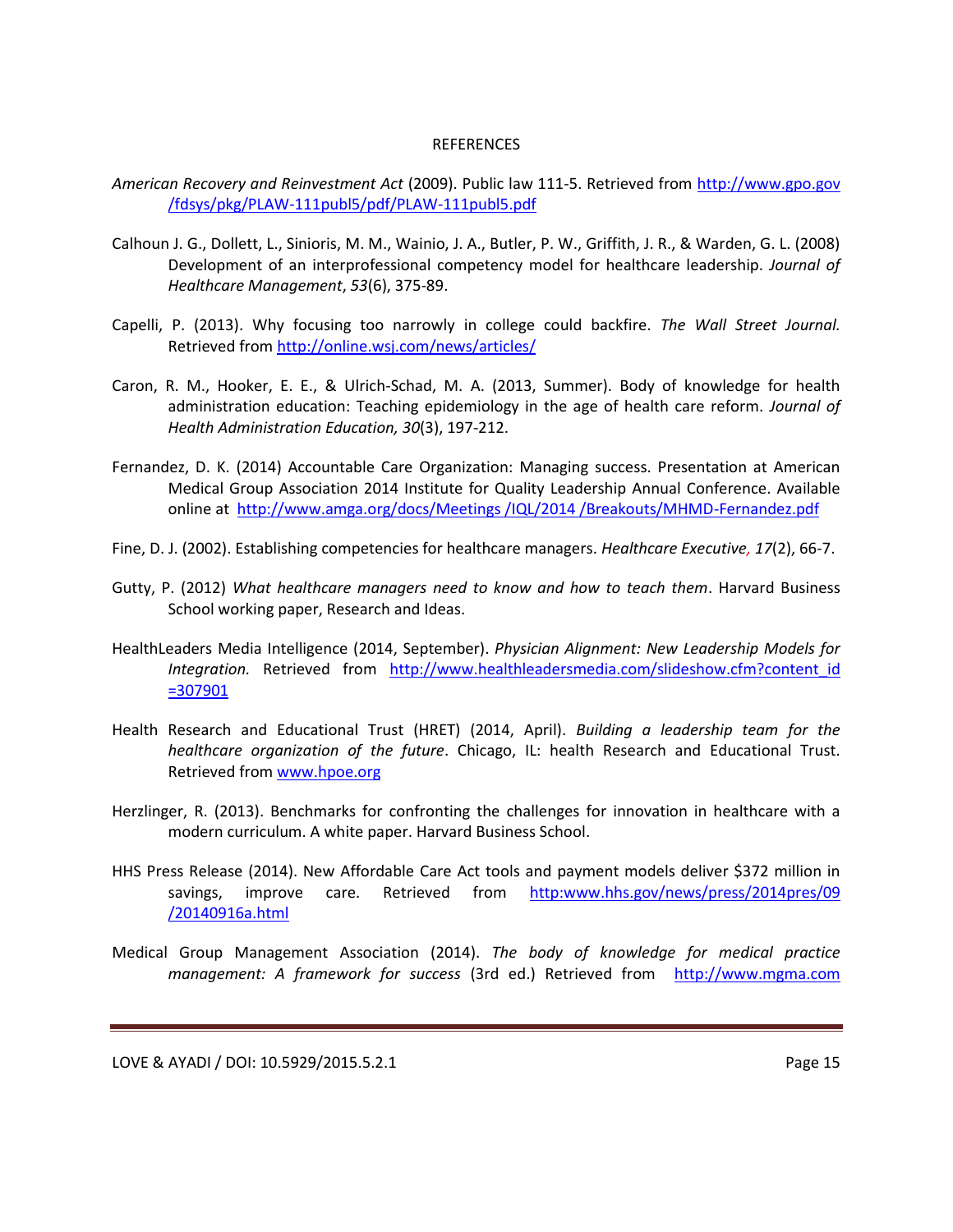REFERENCES

*American Recovery and Reinvestment Act* (2009). Public law 111-5. Retrieved from http://www.gpo.gov/fdsys/pkg/PLAW-111publ5/pdf/PLAW-111publ5.pdf

Calhoun J. G., Dollett, L., Sinioris, M. M., Wainio, J. A., Butler, P. W., Griffith, J. R., & Warden, G. L. (2008) Development of an interprofessional competency model for healthcare leadership. *Journal of Healthcare Management*, *53*(6), 375-89.

Capelli, P. (2013). Why focusing too narrowly in college could backfire. *The Wall Street Journal.* Retrieved from http://online.wsj.com/news/articles/

Caron, R. M., Hooker, E. E., & Ulrich-Schad, M. A. (2013, Summer). Body of knowledge for health administration education: Teaching epidemiology in the age of health care reform. *Journal of Health Administration Education, 30*(3), 197-212.

Fernandez, D. K. (2014) Accountable Care Organization: Managing success. Presentation at American Medical Group Association 2014 Institute for Quality Leadership Annual Conference. Available online at http://www.amga.org/docs/Meetings /IQL/2014 /Breakouts/MHMD-Fernandez.pdf

Fine, D. J. (2002). Establishing competencies for healthcare managers. *Healthcare Executive, 17*(2), 66-7.

Gutty, P. (2012) *What healthcare managers need to know and how to teach them*. Harvard Business School working paper, Research and Ideas.

HealthLeaders Media Intelligence (2014, September). *Physician Alignment: New Leadership Models for Integration.* Retrieved from http://www.healthleadersmedia.com/slideshow.cfm?content_id=307901

Health Research and Educational Trust (HRET) (2014, April). *Building a leadership team for the healthcare organization of the future*. Chicago, IL: health Research and Educational Trust. Retrieved from www.hpoe.org

Herzlinger, R. (2013). Benchmarks for confronting the challenges for innovation in healthcare with a modern curriculum. A white paper. Harvard Business School.

HHS Press Release (2014). New Affordable Care Act tools and payment models deliver $372 million in savings, improve care. Retrieved from http:www.hhs.gov/news/press/2014pres/09/20140916a.html

Medical Group Management Association (2014). *The body of knowledge for medical practice management: A framework for success* (3rd ed.) Retrieved from http://www.mgma.com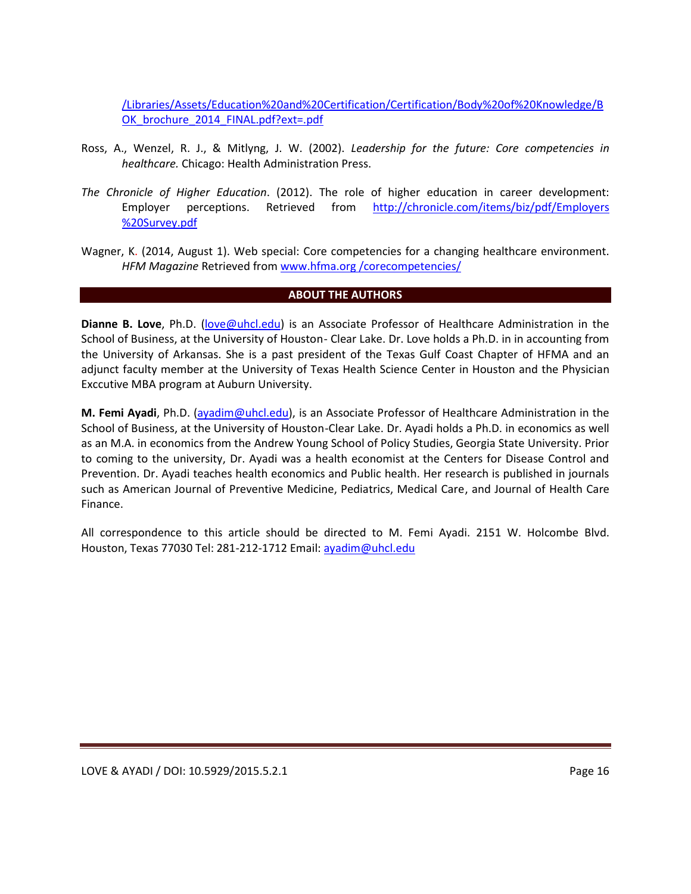/Libraries/Assets/Education%20and%20Certification/Certification/Body%20of%20Knowledge/BOK_brochure_2014_FINAL.pdf?ext=.pdf

Ross, A., Wenzel, R. J., & Mitlyng, J. W. (2002). *Leadership for the future: Core competencies in healthcare.* Chicago: Health Administration Press.

*The Chronicle of Higher Education*. (2012). The role of higher education in career development: Employer perceptions. Retrieved from http://chronicle.com/items/biz/pdf/Employers%20Survey.pdf

Wagner, K. (2014, August 1). Web special: Core competencies for a changing healthcare environment. *HFM Magazine* Retrieved from www.hfma.org /corecompetencies/

## ABOUT THE AUTHORS

**Dianne B. Love**, Ph.D. (love@uhcl.edu) is an Associate Professor of Healthcare Administration in the School of Business, at the University of Houston- Clear Lake. Dr. Love holds a Ph.D. in in accounting from the University of Arkansas. She is a past president of the Texas Gulf Coast Chapter of HFMA and an adjunct faculty member at the University of Texas Health Science Center in Houston and the Physician Exccutive MBA program at Auburn University.

**M. Femi Ayadi**, Ph.D. (ayadim@uhcl.edu), is an Associate Professor of Healthcare Administration in the School of Business, at the University of Houston-Clear Lake. Dr. Ayadi holds a Ph.D. in economics as well as an M.A. in economics from the Andrew Young School of Policy Studies, Georgia State University. Prior to coming to the university, Dr. Ayadi was a health economist at the Centers for Disease Control and Prevention. Dr. Ayadi teaches health economics and Public health. Her research is published in journals such as American Journal of Preventive Medicine, Pediatrics, Medical Care, and Journal of Health Care Finance.

All correspondence to this article should be directed to M. Femi Ayadi. 2151 W. Holcombe Blvd. Houston, Texas 77030 Tel: 281-212-1712 Email: ayadim@uhcl.edu